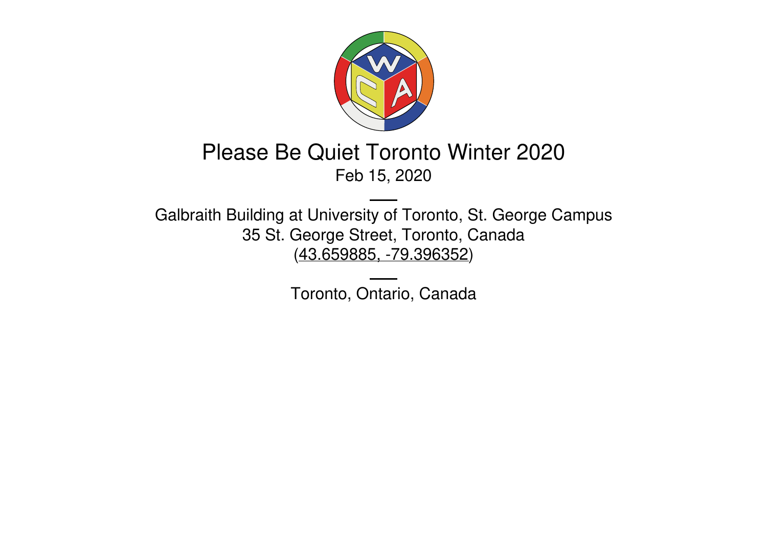# Please Be Quiet Toronto Winter 2020

Feb 15, 2020

---

Galbraith Building at University of Toronto, St. George Campus
35 St. George Street, Toronto, Canada
(43.659885, -79.396352)

---

Toronto, Ontario, Canada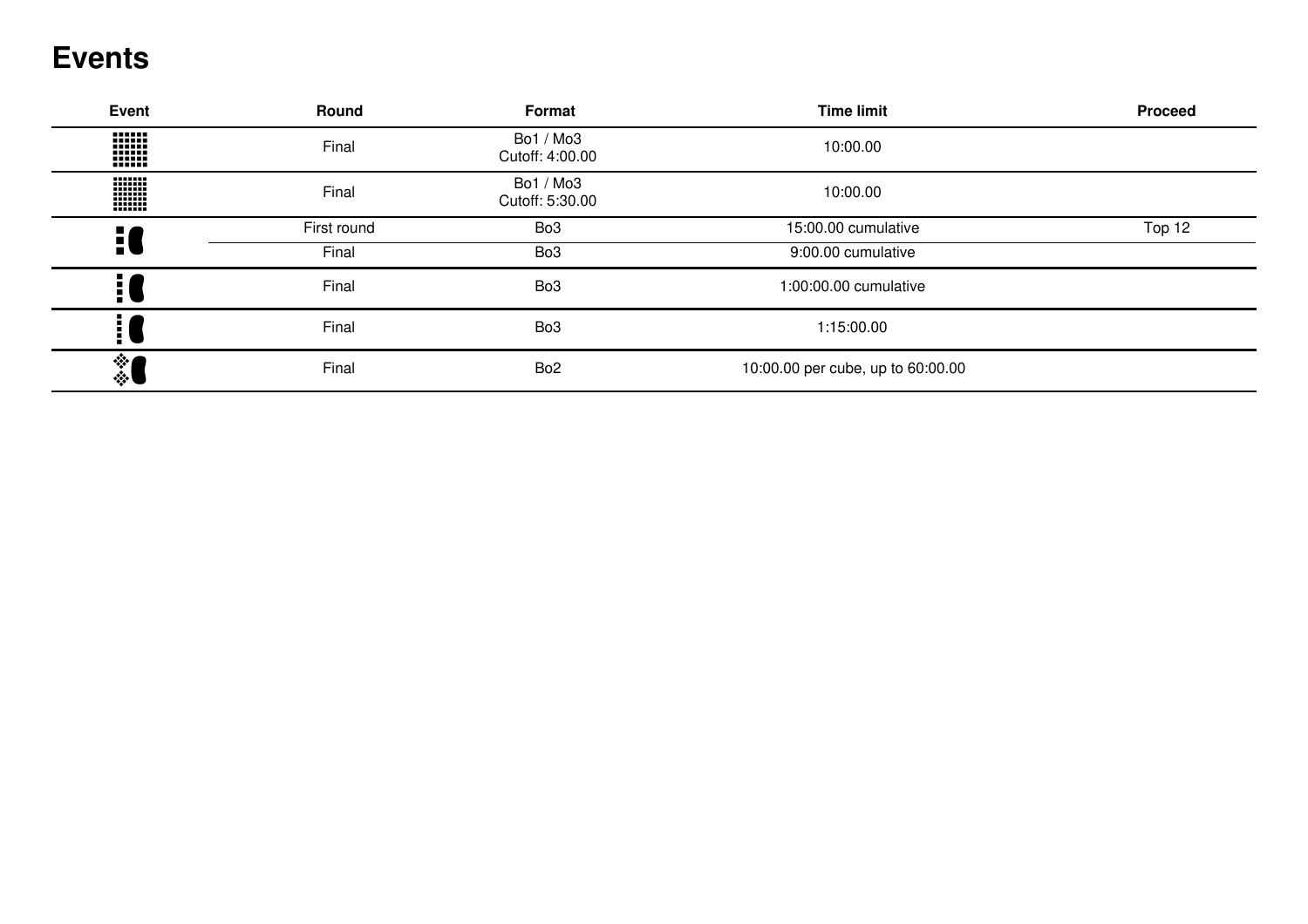# Events

| Event | Round | Format | Time limit | Proceed |
|---|---|---|---|---|
| | Final | Bo1 / Mo3<br>Cutoff: 4:00.00 | 10:00.00 | |
| | Final | Bo1 / Mo3<br>Cutoff: 5:30.00 | 10:00.00 | |
| | First round | Bo3 | 15:00.00 cumulative | Top 12 |
| | Final | Bo3 | 9:00.00 cumulative | |
| | Final | Bo3 | 1:00:00.00 cumulative | |
| | Final | Bo3 | 1:15:00.00 | |
| | Final | Bo2 | 10:00.00 per cube, up to 60:00.00 | |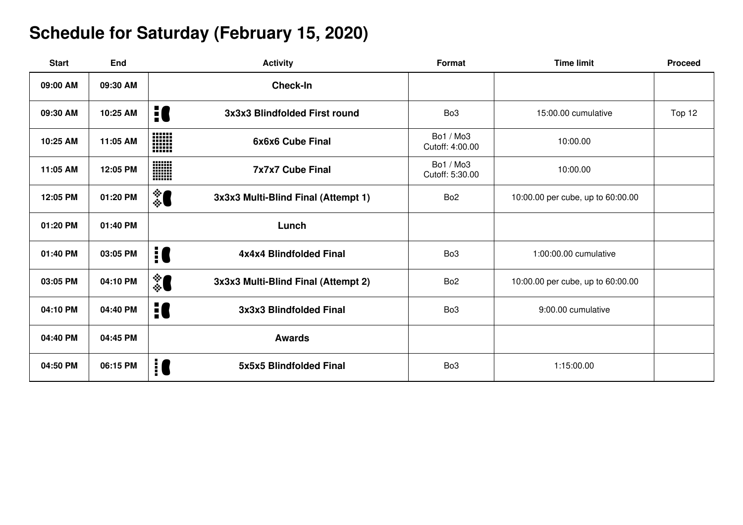# Schedule for Saturday (February 15, 2020)

| Start | End | Activity | Format | Time limit | Proceed |
|---|---|---|---|---|---|
| 09:00 AM | 09:30 AM | Check-In | | | |
| 09:30 AM | 10:25 AM | 3x3x3 Blindfolded First round | Bo3 | 15:00.00 cumulative | Top 12 |
| 10:25 AM | 11:05 AM | 6x6x6 Cube Final | Bo1 / Mo3 Cutoff: 4:00.00 | 10:00.00 | |
| 11:05 AM | 12:05 PM | 7x7x7 Cube Final | Bo1 / Mo3 Cutoff: 5:30.00 | 10:00.00 | |
| 12:05 PM | 01:20 PM | 3x3x3 Multi-Blind Final (Attempt 1) | Bo2 | 10:00.00 per cube, up to 60:00.00 | |
| 01:20 PM | 01:40 PM | Lunch | | | |
| 01:40 PM | 03:05 PM | 4x4x4 Blindfolded Final | Bo3 | 1:00:00.00 cumulative | |
| 03:05 PM | 04:10 PM | 3x3x3 Multi-Blind Final (Attempt 2) | Bo2 | 10:00.00 per cube, up to 60:00.00 | |
| 04:10 PM | 04:40 PM | 3x3x3 Blindfolded Final | Bo3 | 9:00.00 cumulative | |
| 04:40 PM | 04:45 PM | Awards | | | |
| 04:50 PM | 06:15 PM | 5x5x5 Blindfolded Final | Bo3 | 1:15:00.00 | |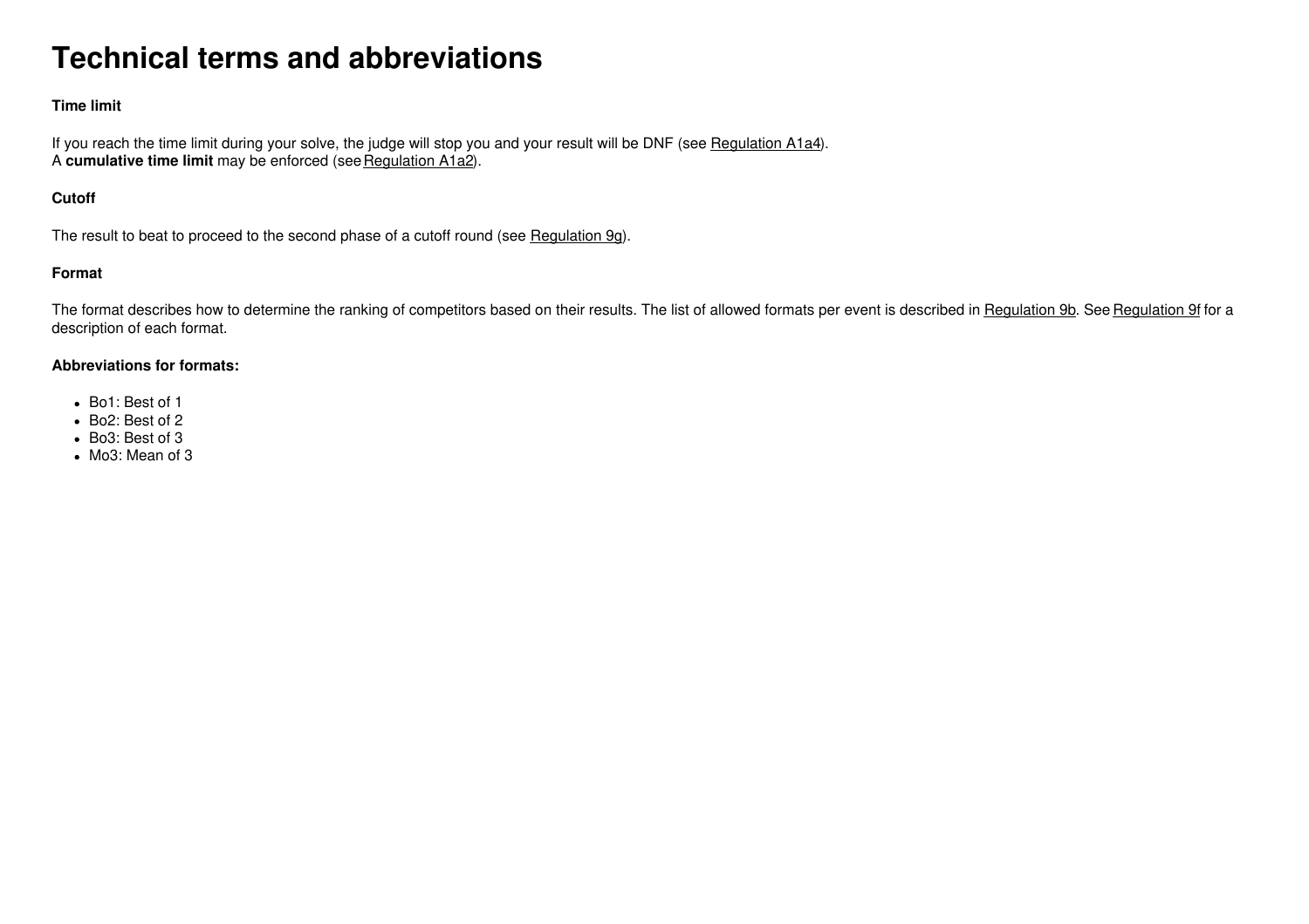# Technical terms and abbreviations

**Time limit**

If you reach the time limit during your solve, the judge will stop you and your result will be DNF (see Regulation A1a4).
A **cumulative time limit** may be enforced (see Regulation A1a2).

**Cutoff**

The result to beat to proceed to the second phase of a cutoff round (see Regulation 9g).

**Format**

The format describes how to determine the ranking of competitors based on their results. The list of allowed formats per event is described in Regulation 9b. See Regulation 9f for a description of each format.

**Abbreviations for formats:**

- Bo1: Best of 1
- Bo2: Best of 2
- Bo3: Best of 3
- Mo3: Mean of 3